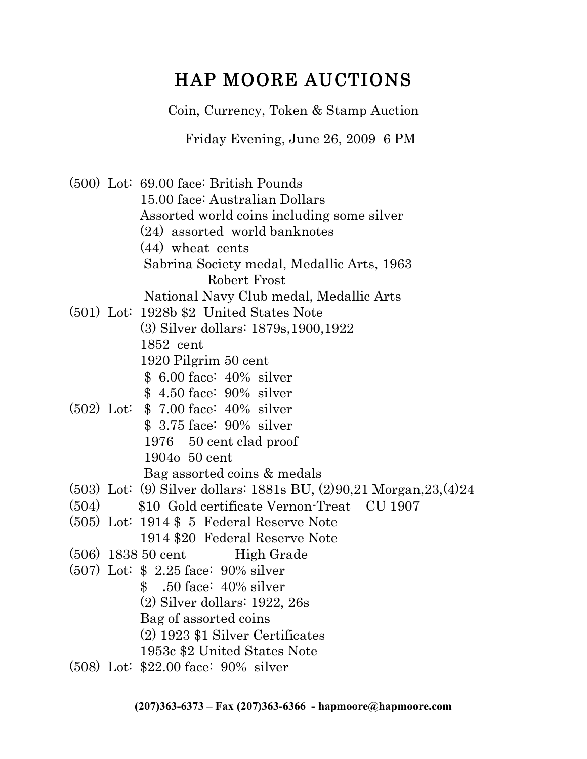# HAP MOORE AUCTIONS

Coin, Currency, Token & Stamp Auction

Friday Evening, June 26, 2009 6 PM

(500) Lot: 69.00 face: British Pounds
15.00 face: Australian Dollars
Assorted world coins including some silver
(24) assorted world banknotes
(44) wheat cents
Sabrina Society medal, Medallic Arts, 1963
Robert Frost
National Navy Club medal, Medallic Arts

(501) Lot: 1928b $2 United States Note
(3) Silver dollars: 1879s,1900,1922
1852 cent
1920 Pilgrim 50 cent
$ 6.00 face: 40% silver
$ 4.50 face: 90% silver

(502) Lot: $ 7.00 face: 40% silver
$ 3.75 face: 90% silver
1976 50 cent clad proof
1904o 50 cent
Bag assorted coins & medals

(503) Lot: (9) Silver dollars: 1881s BU, (2)90,21 Morgan,23,(4)24

(504) $10 Gold certificate Vernon-Treat CU 1907

(505) Lot: 1914 $ 5 Federal Reserve Note
1914 $20 Federal Reserve Note

(506) 1838 50 cent High Grade

(507) Lot: $ 2.25 face: 90% silver
$ .50 face: 40% silver
(2) Silver dollars: 1922, 26s
Bag of assorted coins
(2) 1923 $1 Silver Certificates
1953c $2 United States Note

(508) Lot: $22.00 face: 90% silver

**(207)363-6373 – Fax (207)363-6366 - hapmoore@hapmoore.com**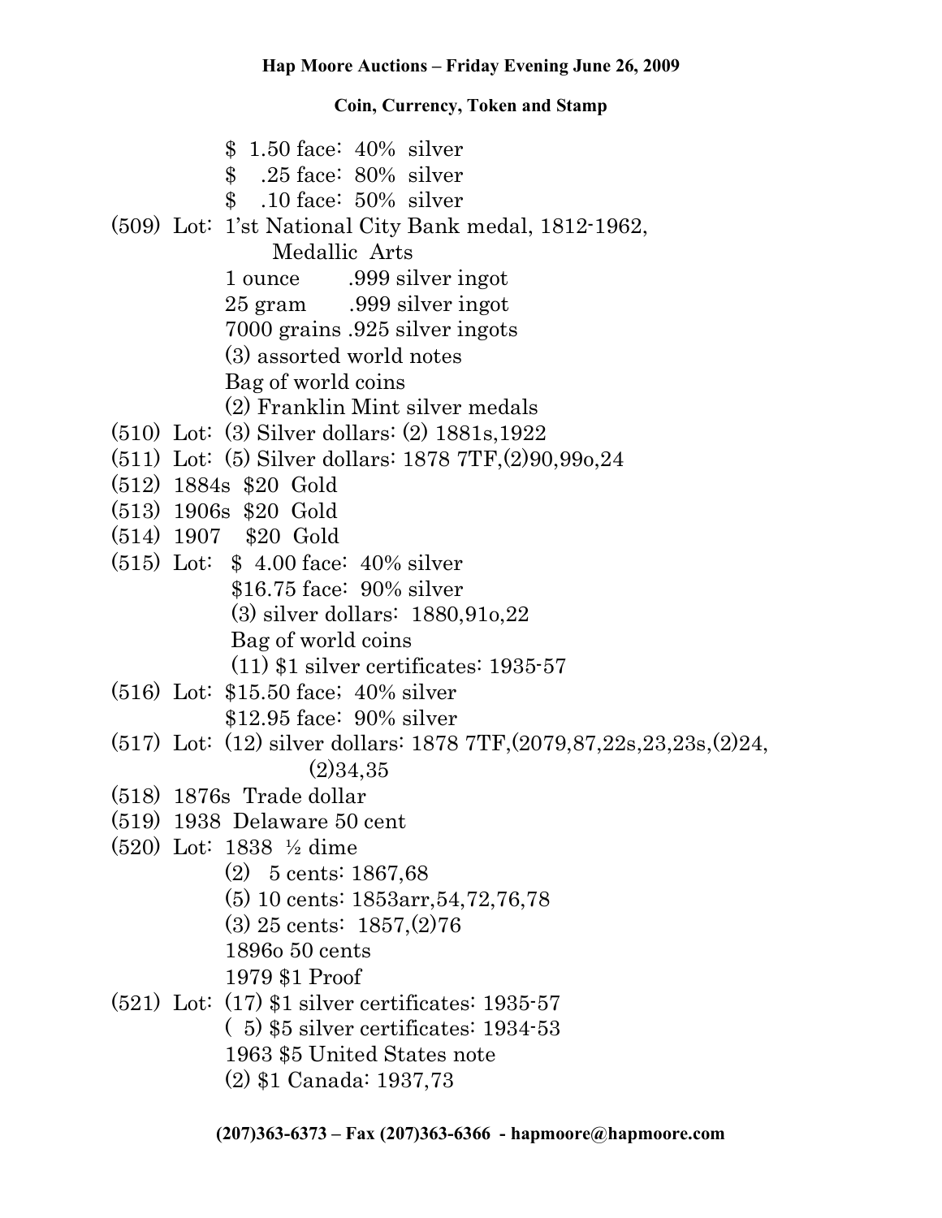**Hap Moore Auctions – Friday Evening June 26, 2009**

**Coin, Currency, Token and Stamp**

$ 1.50 face: 40% silver
$ .25 face: 80% silver
$ .10 face: 50% silver

(509) Lot: 1'st National City Bank medal, 1812-1962, Medallic Arts
1 ounce .999 silver ingot
25 gram .999 silver ingot
7000 grains .925 silver ingots
(3) assorted world notes
Bag of world coins
(2) Franklin Mint silver medals

(510) Lot: (3) Silver dollars: (2) 1881s,1922

(511) Lot: (5) Silver dollars: 1878 7TF,(2)90,99o,24

(512) 1884s $20 Gold

(513) 1906s $20 Gold

(514) 1907 $20 Gold

(515) Lot: $ 4.00 face: 40% silver
$16.75 face: 90% silver
(3) silver dollars: 1880,91o,22
Bag of world coins
(11) $1 silver certificates: 1935-57

(516) Lot: $15.50 face; 40% silver
$12.95 face: 90% silver

(517) Lot: (12) silver dollars: 1878 7TF,(2079,87,22s,23,23s,(2)24, (2)34,35

(518) 1876s Trade dollar

(519) 1938 Delaware 50 cent

(520) Lot: 1838 ½ dime
(2) 5 cents: 1867,68
(5) 10 cents: 1853arr,54,72,76,78
(3) 25 cents: 1857,(2)76
1896o 50 cents
1979 $1 Proof

(521) Lot: (17) $1 silver certificates: 1935-57
( 5) $5 silver certificates: 1934-53
1963 $5 United States note
(2) $1 Canada: 1937,73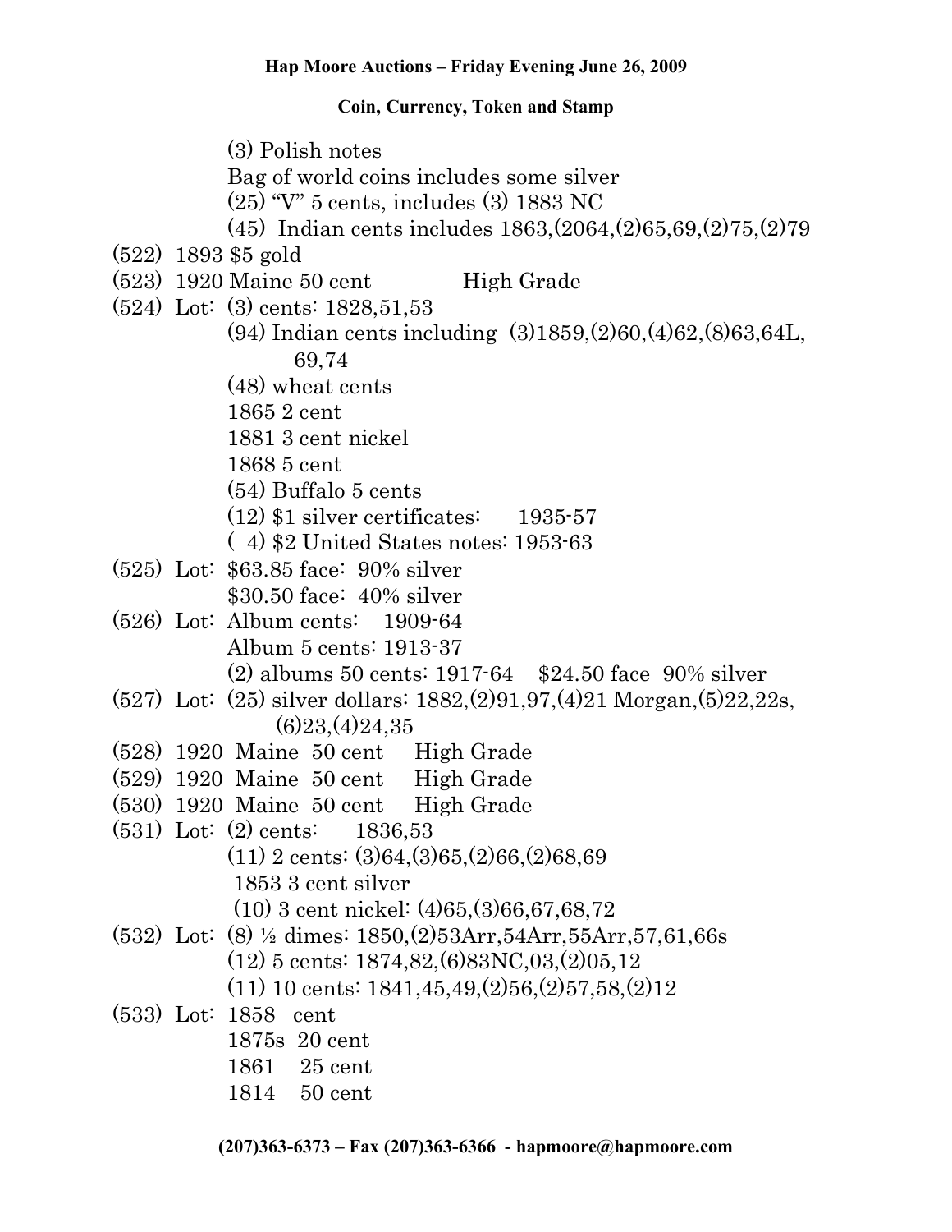(3) Polish notes
Bag of world coins includes some silver
(25) "V" 5 cents, includes (3) 1883 NC
(45) Indian cents includes 1863,(2064,(2)65,69,(2)75,(2)79

(522) 1893 $5 gold

(523) 1920 Maine 50 cent High Grade

(524) Lot: (3) cents: 1828,51,53
(94) Indian cents including (3)1859,(2)60,(4)62,(8)63,64L, 69,74
(48) wheat cents
1865 2 cent
1881 3 cent nickel
1868 5 cent
(54) Buffalo 5 cents
(12) $1 silver certificates: 1935-57
( 4) $2 United States notes: 1953-63

(525) Lot: $63.85 face: 90% silver
$30.50 face: 40% silver

(526) Lot: Album cents: 1909-64
Album 5 cents: 1913-37
(2) albums 50 cents: 1917-64 $24.50 face 90% silver

(527) Lot: (25) silver dollars: 1882,(2)91,97,(4)21 Morgan,(5)22,22s, (6)23,(4)24,35

(528) 1920 Maine 50 cent High Grade

(529) 1920 Maine 50 cent High Grade

(530) 1920 Maine 50 cent High Grade

(531) Lot: (2) cents: 1836,53
(11) 2 cents: (3)64,(3)65,(2)66,(2)68,69
1853 3 cent silver
(10) 3 cent nickel: (4)65,(3)66,67,68,72

(532) Lot: (8) ½ dimes: 1850,(2)53Arr,54Arr,55Arr,57,61,66s
(12) 5 cents: 1874,82,(6)83NC,03,(2)05,12
(11) 10 cents: 1841,45,49,(2)56,(2)57,58,(2)12

(533) Lot: 1858 cent
1875s 20 cent
1861 25 cent
1814 50 cent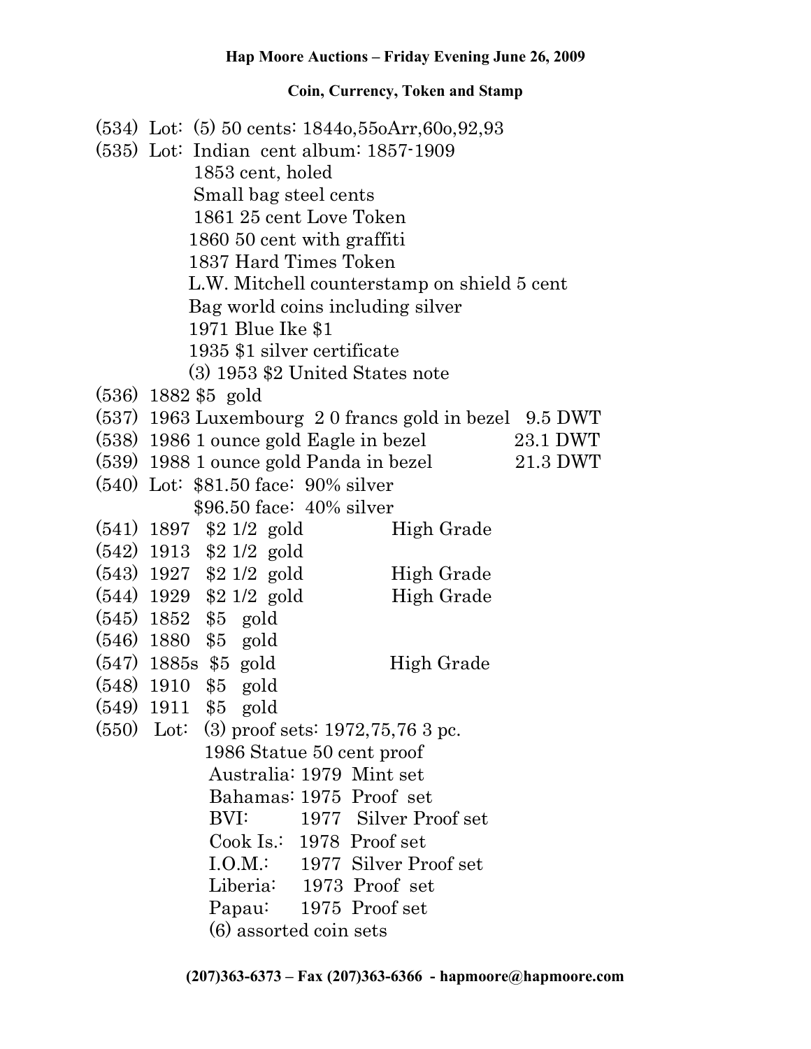**Hap Moore Auctions – Friday Evening June 26, 2009**

**Coin, Currency, Token and Stamp**

(534) Lot: (5) 50 cents: 1844o,55oArr,60o,92,93

(535) Lot: Indian cent album: 1857-1909
1853 cent, holed
Small bag steel cents
1861 25 cent Love Token
1860 50 cent with graffiti
1837 Hard Times Token
L.W. Mitchell counterstamp on shield 5 cent
Bag world coins including silver
1971 Blue Ike $1
1935 $1 silver certificate
(3) 1953 $2 United States note

(536) 1882 $5 gold

(537) 1963 Luxembourg 2 0 francs gold in bezel 9.5 DWT

(538) 1986 1 ounce gold Eagle in bezel 23.1 DWT

(539) 1988 1 ounce gold Panda in bezel 21.3 DWT

(540) Lot: $81.50 face: 90% silver
$96.50 face: 40% silver

(541) 1897 $2 1/2 gold High Grade

(542) 1913 $2 1/2 gold

(543) 1927 $2 1/2 gold High Grade

(544) 1929 $2 1/2 gold High Grade

(545) 1852 $5 gold

(546) 1880 $5 gold

(547) 1885s $5 gold High Grade

(548) 1910 $5 gold

(549) 1911 $5 gold

(550) Lot: (3) proof sets: 1972,75,76 3 pc.
1986 Statue 50 cent proof
Australia: 1979 Mint set
Bahamas: 1975 Proof set
BVI: 1977 Silver Proof set
Cook Is.: 1978 Proof set
I.O.M.: 1977 Silver Proof set
Liberia: 1973 Proof set
Papau: 1975 Proof set
(6) assorted coin sets

**(207)363-6373 – Fax (207)363-6366 - hapmoore@hapmoore.com**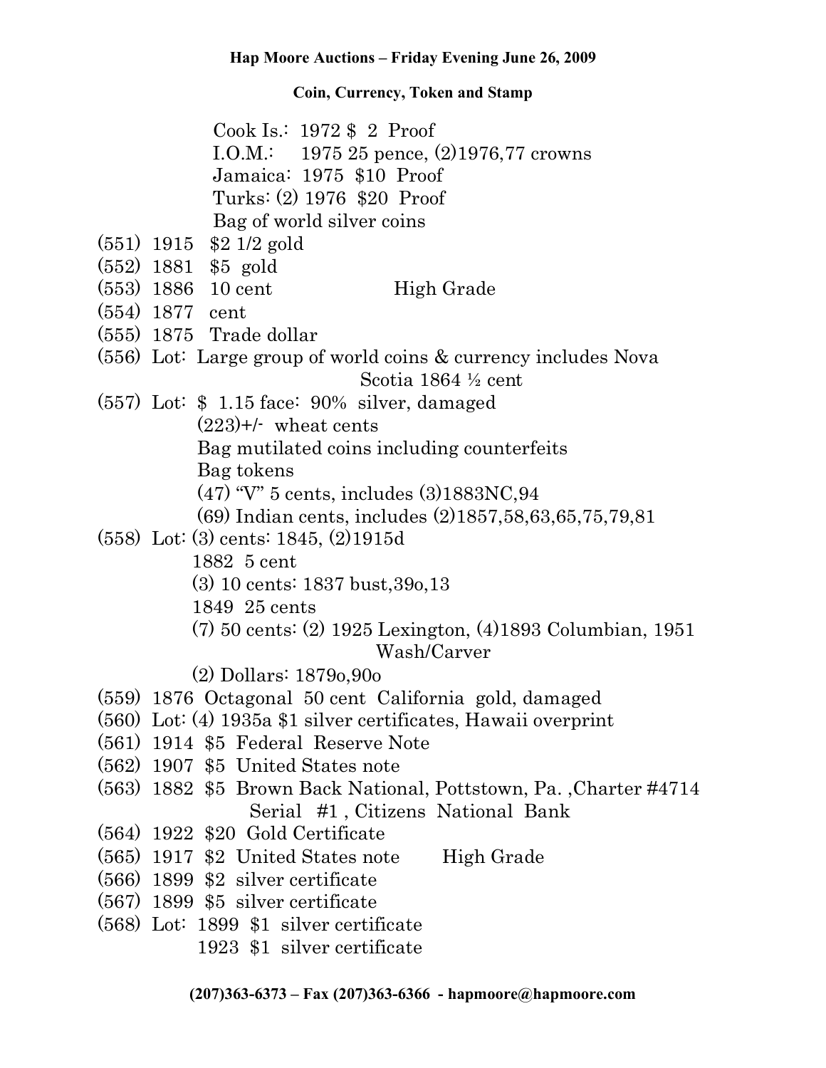Cook Is.: 1972 $ 2 Proof
I.O.M.: 1975 25 pence, (2)1976,77 crowns
Jamaica: 1975 $10 Proof
Turks: (2) 1976 $20 Proof
Bag of world silver coins

(551) 1915 $2 1/2 gold
(552) 1881 $5 gold
(553) 1886 10 cent High Grade
(554) 1877 cent
(555) 1875 Trade dollar
(556) Lot: Large group of world coins & currency includes Nova Scotia 1864 ½ cent
(557) Lot: $ 1.15 face: 90% silver, damaged
(223)+/- wheat cents
Bag mutilated coins including counterfeits
Bag tokens
(47) "V" 5 cents, includes (3)1883NC,94
(69) Indian cents, includes (2)1857,58,63,65,75,79,81
(558) Lot: (3) cents: 1845, (2)1915d
1882 5 cent
(3) 10 cents: 1837 bust,39o,13
1849 25 cents
(7) 50 cents: (2) 1925 Lexington, (4)1893 Columbian, 1951 Wash/Carver
(2) Dollars: 1879o,90o
(559) 1876 Octagonal 50 cent California gold, damaged
(560) Lot: (4) 1935a $1 silver certificates, Hawaii overprint
(561) 1914 $5 Federal Reserve Note
(562) 1907 $5 United States note
(563) 1882 $5 Brown Back National, Pottstown, Pa. ,Charter #4714 Serial #1 , Citizens National Bank
(564) 1922 $20 Gold Certificate
(565) 1917 $2 United States note High Grade
(566) 1899 $2 silver certificate
(567) 1899 $5 silver certificate
(568) Lot: 1899 $1 silver certificate
1923 $1 silver certificate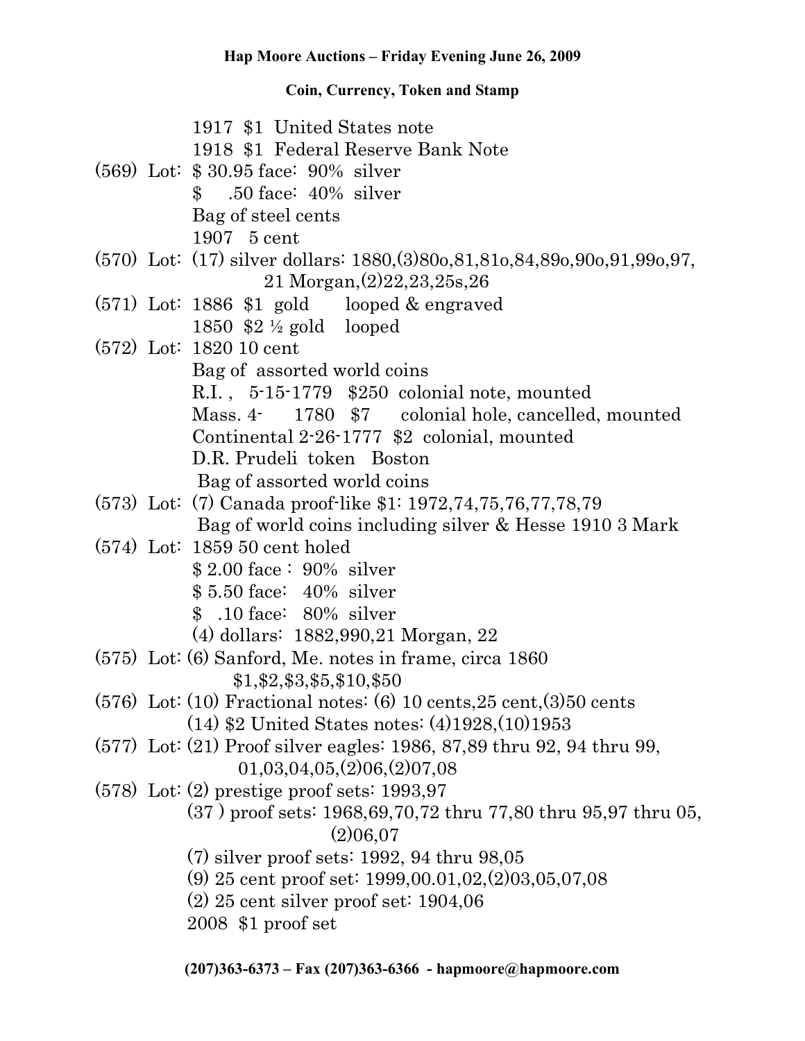**Hap Moore Auctions – Friday Evening June 26, 2009**

**Coin, Currency, Token and Stamp**

1917 $1 United States note
1918 $1 Federal Reserve Bank Note

(569) Lot: $ 30.95 face: 90% silver
$ .50 face: 40% silver
Bag of steel cents
1907 5 cent

(570) Lot: (17) silver dollars: 1880,(3)80o,81,81o,84,89o,90o,91,99o,97,
21 Morgan,(2)22,23,25s,26

(571) Lot: 1886 $1 gold looped & engraved
1850 $2 ½ gold looped

(572) Lot: 1820 10 cent
Bag of assorted world coins
R.I. , 5-15-1779 $250 colonial note, mounted
Mass. 4- 1780 $7 colonial hole, cancelled, mounted
Continental 2-26-1777 $2 colonial, mounted
D.R. Prudeli token Boston
Bag of assorted world coins

(573) Lot: (7) Canada proof-like $1: 1972,74,75,76,77,78,79
Bag of world coins including silver & Hesse 1910 3 Mark

(574) Lot: 1859 50 cent holed
$ 2.00 face : 90% silver
$ 5.50 face: 40% silver
$ .10 face: 80% silver
(4) dollars: 1882,990,21 Morgan, 22

(575) Lot: (6) Sanford, Me. notes in frame, circa 1860
$1,$2,$3,$5,$10,$50

(576) Lot: (10) Fractional notes: (6) 10 cents,25 cent,(3)50 cents
(14) $2 United States notes: (4)1928,(10)1953

(577) Lot: (21) Proof silver eagles: 1986, 87,89 thru 92, 94 thru 99,
01,03,04,05,(2)06,(2)07,08

(578) Lot: (2) prestige proof sets: 1993,97
(37 ) proof sets: 1968,69,70,72 thru 77,80 thru 95,97 thru 05,
(2)06,07
(7) silver proof sets: 1992, 94 thru 98,05
(9) 25 cent proof set: 1999,00.01,02,(2)03,05,07,08
(2) 25 cent silver proof set: 1904,06
2008 $1 proof set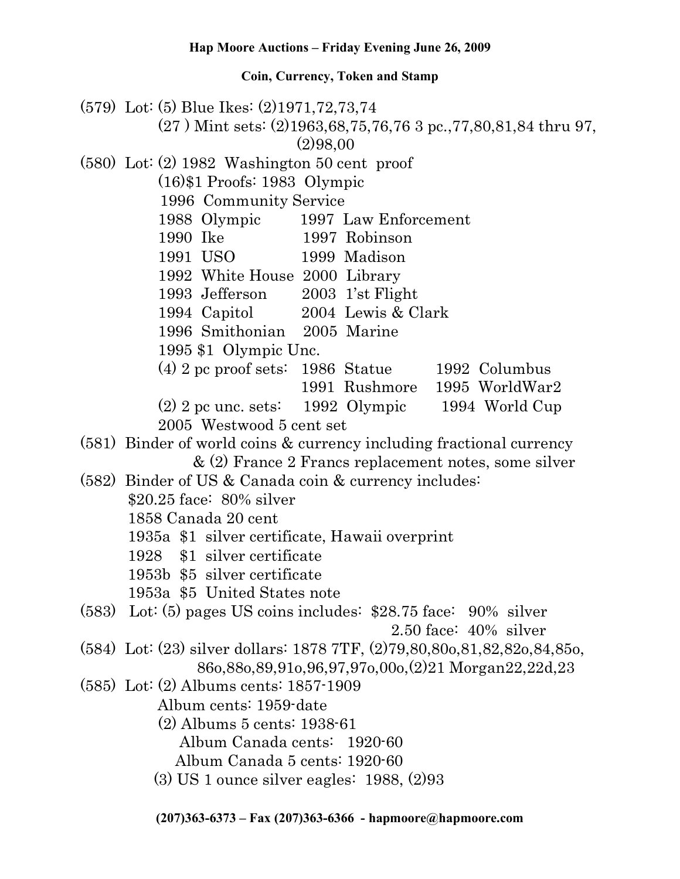**Hap Moore Auctions – Friday Evening June 26, 2009**

**Coin, Currency, Token and Stamp**

(579) Lot: (5) Blue Ikes: (2)1971,72,73,74
(27 ) Mint sets: (2)1963,68,75,76,76 3 pc.,77,80,81,84 thru 97, (2)98,00

(580) Lot: (2) 1982 Washington 50 cent proof
(16)$1 Proofs: 1983 Olympic
1996 Community Service
1988 Olympic 1997 Law Enforcement
1990 Ike 1997 Robinson
1991 USO 1999 Madison
1992 White House 2000 Library
1993 Jefferson 2003 1'st Flight
1994 Capitol 2004 Lewis & Clark
1996 Smithonian 2005 Marine
1995 $1 Olympic Unc.
(4) 2 pc proof sets: 1986 Statue 1992 Columbus
1991 Rushmore 1995 WorldWar2
(2) 2 pc unc. sets: 1992 Olympic 1994 World Cup
2005 Westwood 5 cent set

(581) Binder of world coins & currency including fractional currency & (2) France 2 Francs replacement notes, some silver

(582) Binder of US & Canada coin & currency includes:
$20.25 face: 80% silver
1858 Canada 20 cent
1935a $1 silver certificate, Hawaii overprint
1928 $1 silver certificate
1953b $5 silver certificate
1953a $5 United States note

(583) Lot: (5) pages US coins includes: $28.75 face: 90% silver
2.50 face: 40% silver

(584) Lot: (23) silver dollars: 1878 7TF, (2)79,80,80o,81,82,82o,84,85o, 86o,88o,89,91o,96,97,97o,00o,(2)21 Morgan22,22d,23

(585) Lot: (2) Albums cents: 1857-1909
Album cents: 1959-date
(2) Albums 5 cents: 1938-61
Album Canada cents: 1920-60
Album Canada 5 cents: 1920-60
(3) US 1 ounce silver eagles: 1988, (2)93

**(207)363-6373 – Fax (207)363-6366 - hapmoore@hapmoore.com**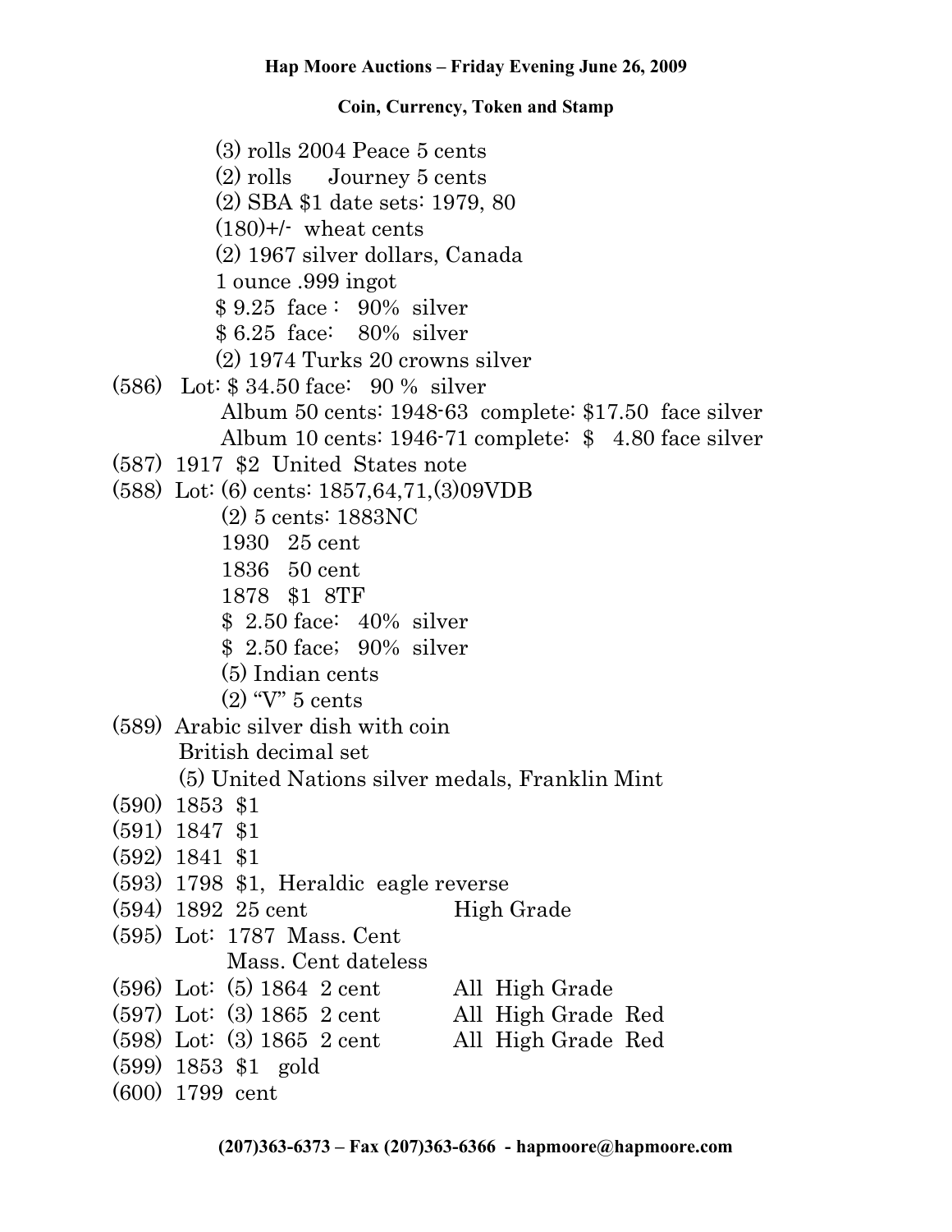**Hap Moore Auctions – Friday Evening June 26, 2009**

**Coin, Currency, Token and Stamp**

(3) rolls 2004 Peace 5 cents
(2) rolls Journey 5 cents
(2) SBA $1 date sets: 1979, 80
(180)+/- wheat cents
(2) 1967 silver dollars, Canada
1 ounce .999 ingot
$ 9.25 face : 90% silver
$ 6.25 face: 80% silver
(2) 1974 Turks 20 crowns silver

(586) Lot: $ 34.50 face: 90 % silver
Album 50 cents: 1948-63 complete: $17.50 face silver
Album 10 cents: 1946-71 complete: $ 4.80 face silver

(587) 1917 $2 United States note

(588) Lot: (6) cents: 1857,64,71,(3)09VDB
(2) 5 cents: 1883NC
1930 25 cent
1836 50 cent
1878 $1 8TF
$ 2.50 face: 40% silver
$ 2.50 face; 90% silver
(5) Indian cents
(2) "V" 5 cents

(589) Arabic silver dish with coin
British decimal set
(5) United Nations silver medals, Franklin Mint

(590) 1853 $1

(591) 1847 $1

(592) 1841 $1

(593) 1798 $1, Heraldic eagle reverse

(594) 1892 25 cent High Grade

(595) Lot: 1787 Mass. Cent
Mass. Cent dateless

(596) Lot: (5) 1864 2 cent All High Grade

(597) Lot: (3) 1865 2 cent All High Grade Red

(598) Lot: (3) 1865 2 cent All High Grade Red

(599) 1853 $1 gold

(600) 1799 cent

**(207)363-6373 – Fax (207)363-6366 - hapmoore@hapmoore.com**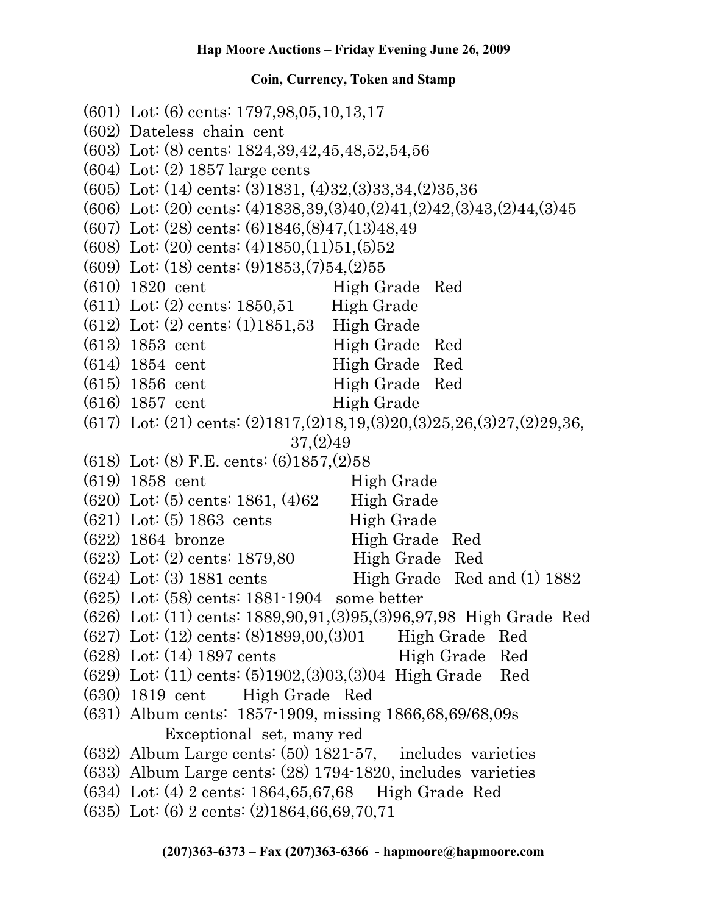**Hap Moore Auctions – Friday Evening June 26, 2009**

**Coin, Currency, Token and Stamp**

(601) Lot: (6) cents: 1797,98,05,10,13,17
(602) Dateless chain cent
(603) Lot: (8) cents: 1824,39,42,45,48,52,54,56
(604) Lot: (2) 1857 large cents
(605) Lot: (14) cents: (3)1831, (4)32,(3)33,34,(2)35,36
(606) Lot: (20) cents: (4)1838,39,(3)40,(2)41,(2)42,(3)43,(2)44,(3)45
(607) Lot: (28) cents: (6)1846,(8)47,(13)48,49
(608) Lot: (20) cents: (4)1850,(11)51,(5)52
(609) Lot: (18) cents: (9)1853,(7)54,(2)55
(610) 1820 cent High Grade Red
(611) Lot: (2) cents: 1850,51 High Grade
(612) Lot: (2) cents: (1)1851,53 High Grade
(613) 1853 cent High Grade Red
(614) 1854 cent High Grade Red
(615) 1856 cent High Grade Red
(616) 1857 cent High Grade
(617) Lot: (21) cents: (2)1817,(2)18,19,(3)20,(3)25,26,(3)27,(2)29,36, 37,(2)49
(618) Lot: (8) F.E. cents: (6)1857,(2)58
(619) 1858 cent High Grade
(620) Lot: (5) cents: 1861, (4)62 High Grade
(621) Lot: (5) 1863 cents High Grade
(622) 1864 bronze High Grade Red
(623) Lot: (2) cents: 1879,80 High Grade Red
(624) Lot: (3) 1881 cents High Grade Red and (1) 1882
(625) Lot: (58) cents: 1881-1904 some better
(626) Lot: (11) cents: 1889,90,91,(3)95,(3)96,97,98 High Grade Red
(627) Lot: (12) cents: (8)1899,00,(3)01 High Grade Red
(628) Lot: (14) 1897 cents High Grade Red
(629) Lot: (11) cents: (5)1902,(3)03,(3)04 High Grade Red
(630) 1819 cent High Grade Red
(631) Album cents: 1857-1909, missing 1866,68,69/68,09s Exceptional set, many red
(632) Album Large cents: (50) 1821-57, includes varieties
(633) Album Large cents: (28) 1794-1820, includes varieties
(634) Lot: (4) 2 cents: 1864,65,67,68 High Grade Red
(635) Lot: (6) 2 cents: (2)1864,66,69,70,71

**(207)363-6373 – Fax (207)363-6366 - hapmoore@hapmoore.com**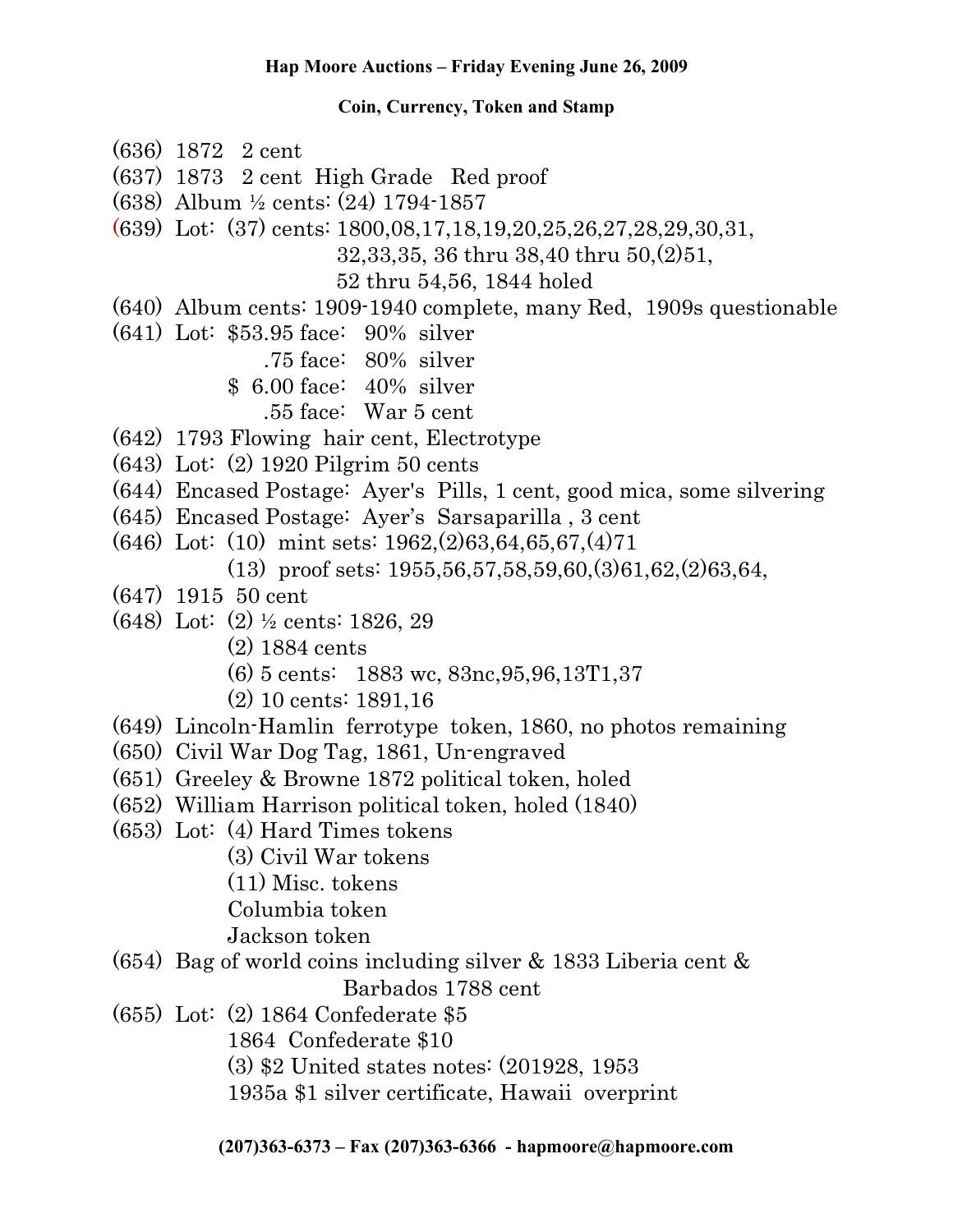**Hap Moore Auctions – Friday Evening June 26, 2009**

**Coin, Currency, Token and Stamp**

(636) 1872 2 cent
(637) 1873 2 cent High Grade Red proof
(638) Album ½ cents: (24) 1794-1857
(639) Lot: (37) cents: 1800,08,17,18,19,20,25,26,27,28,29,30,31,
32,33,35, 36 thru 38,40 thru 50,(2)51,
52 thru 54,56, 1844 holed
(640) Album cents: 1909-1940 complete, many Red, 1909s questionable
(641) Lot: $53.95 face: 90% silver
.75 face: 80% silver
$ 6.00 face: 40% silver
.55 face: War 5 cent
(642) 1793 Flowing hair cent, Electrotype
(643) Lot: (2) 1920 Pilgrim 50 cents
(644) Encased Postage: Ayer's Pills, 1 cent, good mica, some silvering
(645) Encased Postage: Ayer's Sarsaparilla , 3 cent
(646) Lot: (10) mint sets: 1962,(2)63,64,65,67,(4)71
(13) proof sets: 1955,56,57,58,59,60,(3)61,62,(2)63,64,
(647) 1915 50 cent
(648) Lot: (2) ½ cents: 1826, 29
(2) 1884 cents
(6) 5 cents: 1883 wc, 83nc,95,96,13T1,37
(2) 10 cents: 1891,16
(649) Lincoln-Hamlin ferrotype token, 1860, no photos remaining
(650) Civil War Dog Tag, 1861, Un-engraved
(651) Greeley & Browne 1872 political token, holed
(652) William Harrison political token, holed (1840)
(653) Lot: (4) Hard Times tokens
(3) Civil War tokens
(11) Misc. tokens
Columbia token
Jackson token
(654) Bag of world coins including silver & 1833 Liberia cent &
Barbados 1788 cent
(655) Lot: (2) 1864 Confederate $5
1864 Confederate $10
(3) $2 United states notes: (201928, 1953
1935a $1 silver certificate, Hawaii overprint

**(207)363-6373 – Fax (207)363-6366 - hapmoore@hapmoore.com**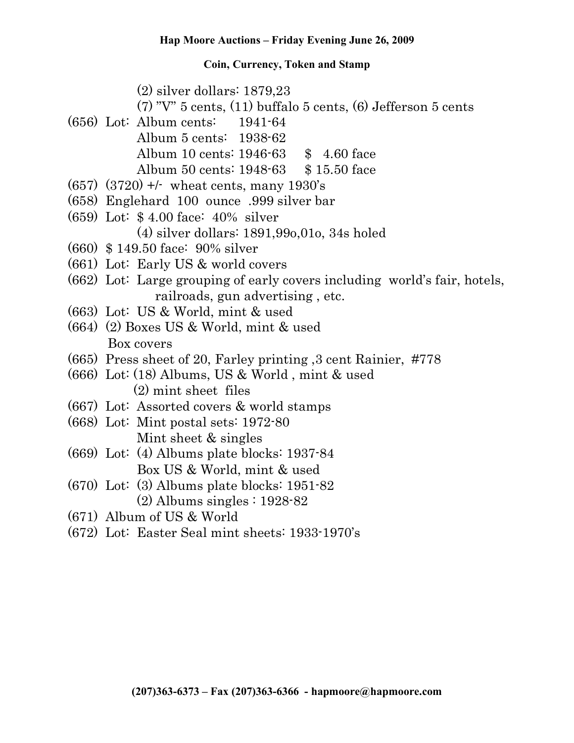(2) silver dollars: 1879,23

(7) "V" 5 cents, (11) buffalo 5 cents, (6) Jefferson 5 cents

(656) Lot: Album cents: 1941-64
Album 5 cents: 1938-62
Album 10 cents: 1946-63 $ 4.60 face
Album 50 cents: 1948-63 $ 15.50 face

(657) (3720) +/- wheat cents, many 1930's

(658) Englehard 100 ounce .999 silver bar

(659) Lot: $ 4.00 face: 40% silver
(4) silver dollars: 1891,99o,01o, 34s holed

(660) $ 149.50 face: 90% silver

(661) Lot: Early US & world covers

(662) Lot: Large grouping of early covers including world's fair, hotels, railroads, gun advertising , etc.

(663) Lot: US & World, mint & used

(664) (2) Boxes US & World, mint & used
Box covers

(665) Press sheet of 20, Farley printing ,3 cent Rainier, #778

(666) Lot: (18) Albums, US & World , mint & used
(2) mint sheet files

(667) Lot: Assorted covers & world stamps

(668) Lot: Mint postal sets: 1972-80
Mint sheet & singles

(669) Lot: (4) Albums plate blocks: 1937-84
Box US & World, mint & used

(670) Lot: (3) Albums plate blocks: 1951-82
(2) Albums singles : 1928-82

(671) Album of US & World

(672) Lot: Easter Seal mint sheets: 1933-1970's